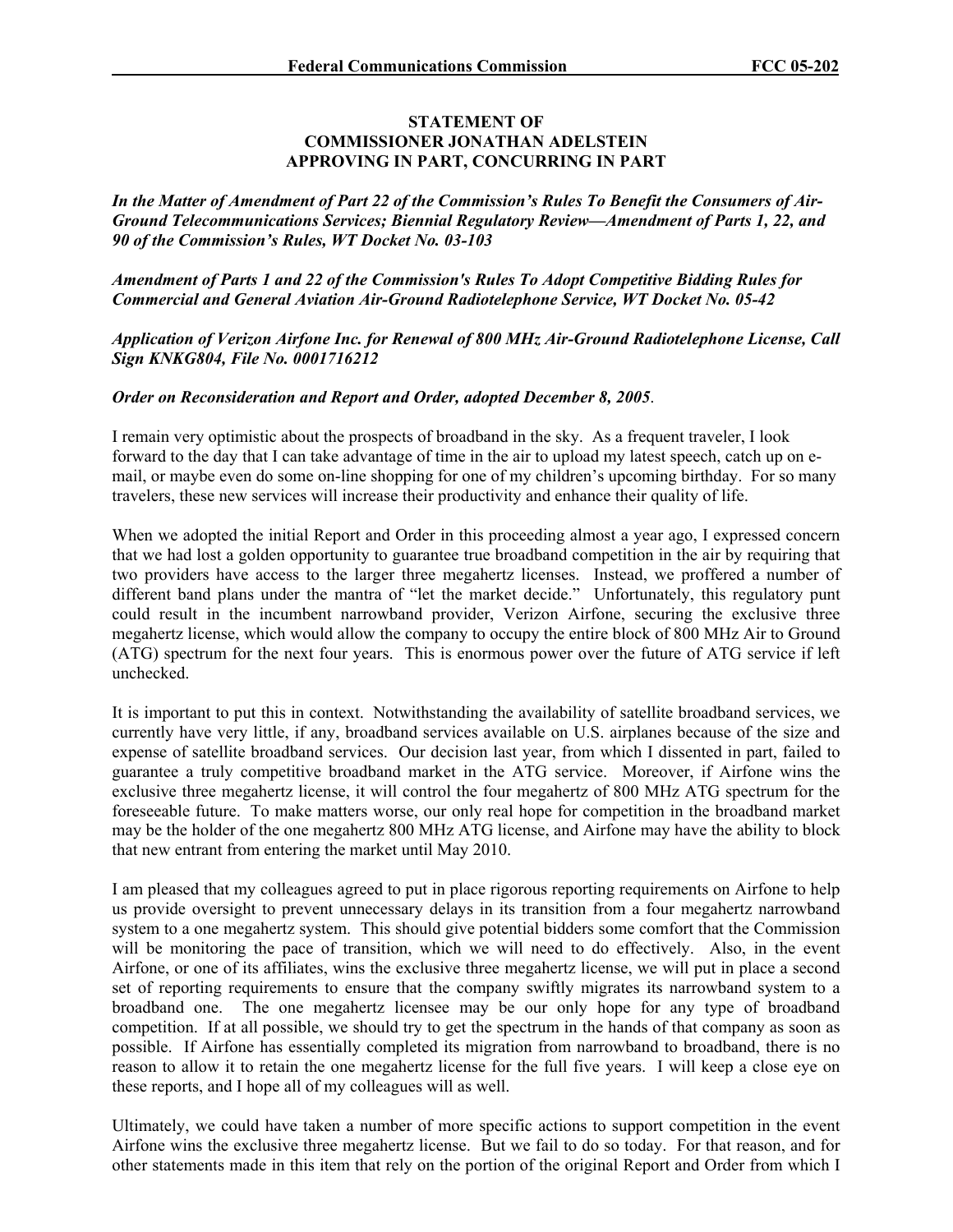**STATEMENT OF**
**COMMISSIONER JONATHAN ADELSTEIN**
**APPROVING IN PART, CONCURRING IN PART**

***In the Matter of Amendment of Part 22 of the Commission's Rules To Benefit the Consumers of Air-Ground Telecommunications Services; Biennial Regulatory Review—Amendment of Parts 1, 22, and 90 of the Commission's Rules, WT Docket No. 03-103***

***Amendment of Parts 1 and 22 of the Commission's Rules To Adopt Competitive Bidding Rules for Commercial and General Aviation Air-Ground Radiotelephone Service, WT Docket No. 05-42***

***Application of Verizon Airfone Inc. for Renewal of 800 MHz Air-Ground Radiotelephone License, Call Sign KNKG804, File No. 0001716212***

***Order on Reconsideration and Report and Order, adopted December 8, 2005***.

I remain very optimistic about the prospects of broadband in the sky. As a frequent traveler, I look forward to the day that I can take advantage of time in the air to upload my latest speech, catch up on e-mail, or maybe even do some on-line shopping for one of my children's upcoming birthday. For so many travelers, these new services will increase their productivity and enhance their quality of life.

When we adopted the initial Report and Order in this proceeding almost a year ago, I expressed concern that we had lost a golden opportunity to guarantee true broadband competition in the air by requiring that two providers have access to the larger three megahertz licenses. Instead, we proffered a number of different band plans under the mantra of "let the market decide." Unfortunately, this regulatory punt could result in the incumbent narrowband provider, Verizon Airfone, securing the exclusive three megahertz license, which would allow the company to occupy the entire block of 800 MHz Air to Ground (ATG) spectrum for the next four years. This is enormous power over the future of ATG service if left unchecked.

It is important to put this in context. Notwithstanding the availability of satellite broadband services, we currently have very little, if any, broadband services available on U.S. airplanes because of the size and expense of satellite broadband services. Our decision last year, from which I dissented in part, failed to guarantee a truly competitive broadband market in the ATG service. Moreover, if Airfone wins the exclusive three megahertz license, it will control the four megahertz of 800 MHz ATG spectrum for the foreseeable future. To make matters worse, our only real hope for competition in the broadband market may be the holder of the one megahertz 800 MHz ATG license, and Airfone may have the ability to block that new entrant from entering the market until May 2010.

I am pleased that my colleagues agreed to put in place rigorous reporting requirements on Airfone to help us provide oversight to prevent unnecessary delays in its transition from a four megahertz narrowband system to a one megahertz system. This should give potential bidders some comfort that the Commission will be monitoring the pace of transition, which we will need to do effectively. Also, in the event Airfone, or one of its affiliates, wins the exclusive three megahertz license, we will put in place a second set of reporting requirements to ensure that the company swiftly migrates its narrowband system to a broadband one. The one megahertz licensee may be our only hope for any type of broadband competition. If at all possible, we should try to get the spectrum in the hands of that company as soon as possible. If Airfone has essentially completed its migration from narrowband to broadband, there is no reason to allow it to retain the one megahertz license for the full five years. I will keep a close eye on these reports, and I hope all of my colleagues will as well.

Ultimately, we could have taken a number of more specific actions to support competition in the event Airfone wins the exclusive three megahertz license. But we fail to do so today. For that reason, and for other statements made in this item that rely on the portion of the original Report and Order from which I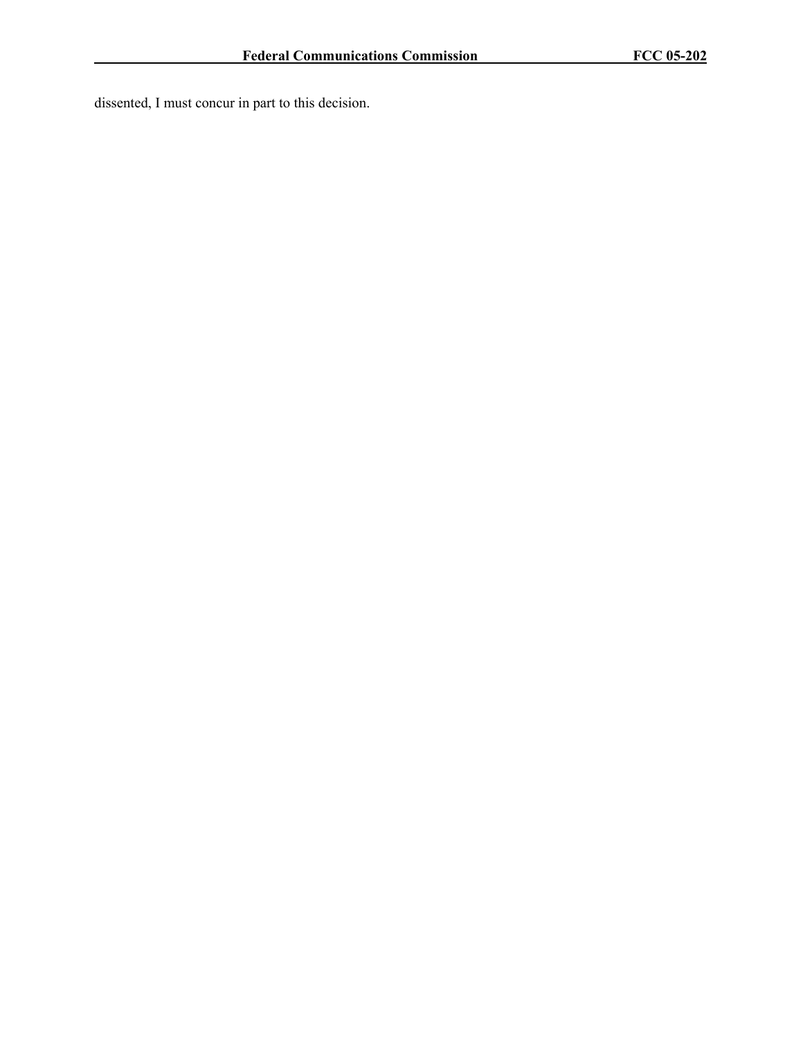dissented, I must concur in part to this decision.